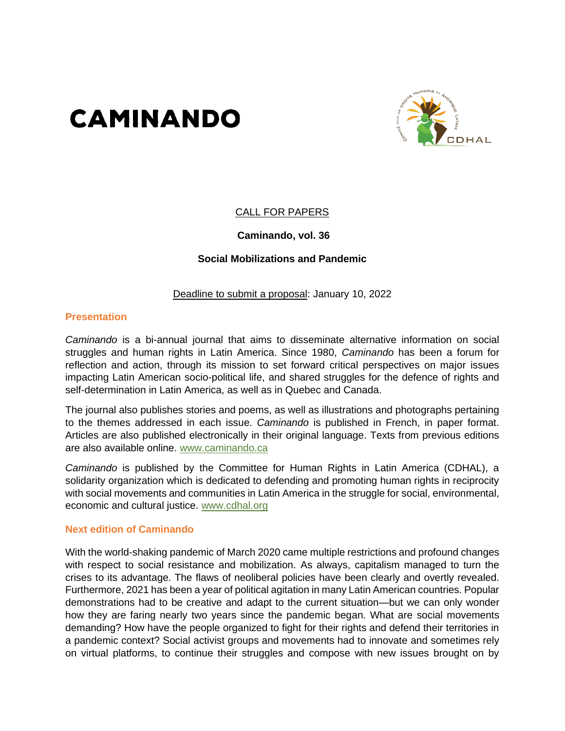# CAMINANDO

CALL FOR PAPERS

**Caminando, vol. 36**

**Social Mobilizations and Pandemic**

Deadline to submit a proposal: January 10, 2022

## Presentation

*Caminando* is a bi-annual journal that aims to disseminate alternative information on social struggles and human rights in Latin America. Since 1980, *Caminando* has been a forum for reflection and action, through its mission to set forward critical perspectives on major issues impacting Latin American socio-political life, and shared struggles for the defence of rights and self-determination in Latin America, as well as in Quebec and Canada.

The journal also publishes stories and poems, as well as illustrations and photographs pertaining to the themes addressed in each issue. *Caminando* is published in French, in paper format. Articles are also published electronically in their original language. Texts from previous editions are also available online. www.caminando.ca

*Caminando* is published by the Committee for Human Rights in Latin America (CDHAL), a solidarity organization which is dedicated to defending and promoting human rights in reciprocity with social movements and communities in Latin America in the struggle for social, environmental, economic and cultural justice. www.cdhal.org

## Next edition of Caminando

With the world-shaking pandemic of March 2020 came multiple restrictions and profound changes with respect to social resistance and mobilization. As always, capitalism managed to turn the crises to its advantage. The flaws of neoliberal policies have been clearly and overtly revealed. Furthermore, 2021 has been a year of political agitation in many Latin American countries. Popular demonstrations had to be creative and adapt to the current situation—but we can only wonder how they are faring nearly two years since the pandemic began. What are social movements demanding? How have the people organized to fight for their rights and defend their territories in a pandemic context? Social activist groups and movements had to innovate and sometimes rely on virtual platforms, to continue their struggles and compose with new issues brought on by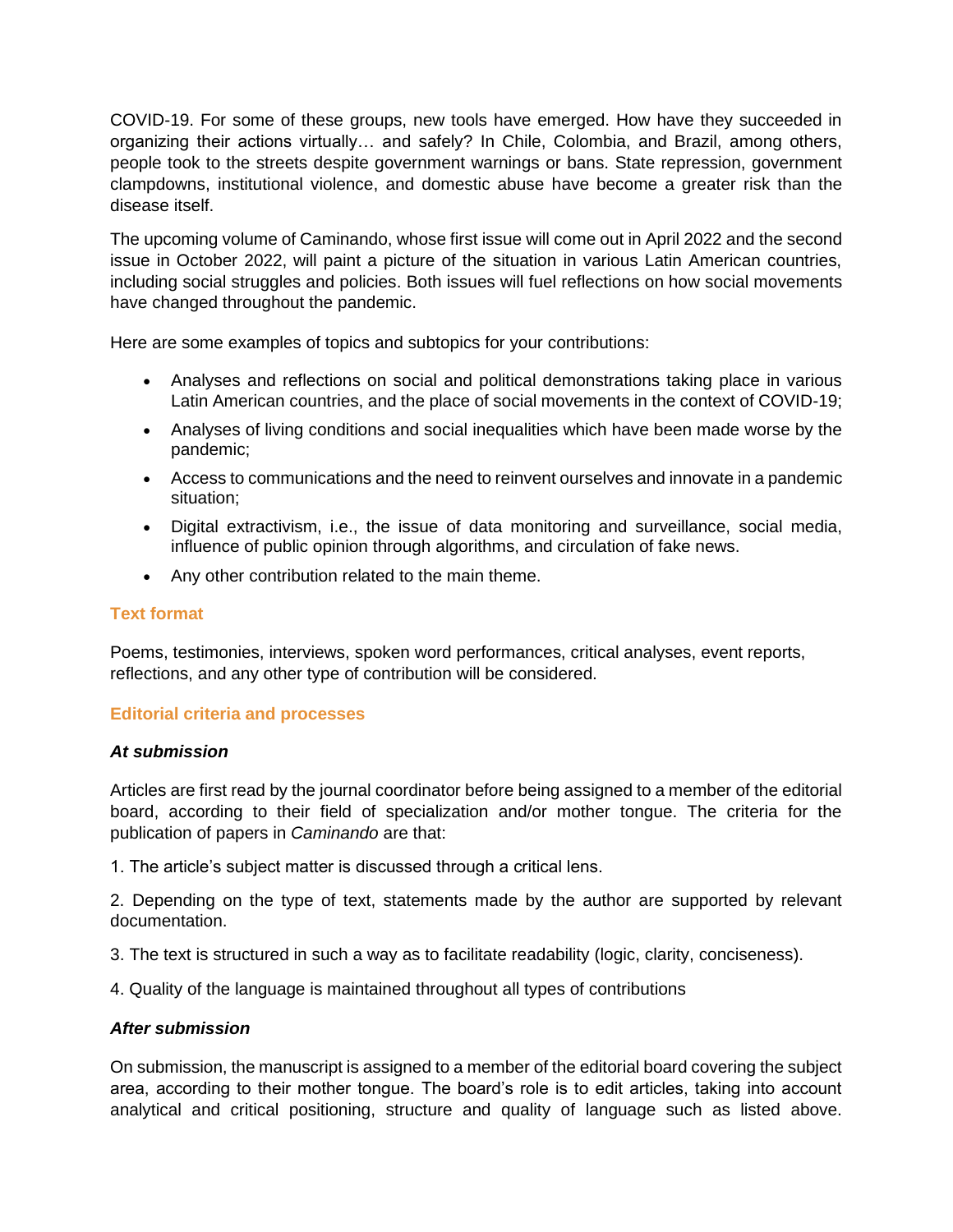COVID-19. For some of these groups, new tools have emerged. How have they succeeded in organizing their actions virtually… and safely? In Chile, Colombia, and Brazil, among others, people took to the streets despite government warnings or bans. State repression, government clampdowns, institutional violence, and domestic abuse have become a greater risk than the disease itself.

The upcoming volume of Caminando, whose first issue will come out in April 2022 and the second issue in October 2022, will paint a picture of the situation in various Latin American countries, including social struggles and policies. Both issues will fuel reflections on how social movements have changed throughout the pandemic.

Here are some examples of topics and subtopics for your contributions:

- Analyses and reflections on social and political demonstrations taking place in various Latin American countries, and the place of social movements in the context of COVID-19;
- Analyses of living conditions and social inequalities which have been made worse by the pandemic;
- Access to communications and the need to reinvent ourselves and innovate in a pandemic situation;
- Digital extractivism, i.e., the issue of data monitoring and surveillance, social media, influence of public opinion through algorithms, and circulation of fake news.
- Any other contribution related to the main theme.

## Text format

Poems, testimonies, interviews, spoken word performances, critical analyses, event reports, reflections, and any other type of contribution will be considered.

## Editorial criteria and processes

### *At submission*

Articles are first read by the journal coordinator before being assigned to a member of the editorial board, according to their field of specialization and/or mother tongue. The criteria for the publication of papers in *Caminando* are that:

1. The article's subject matter is discussed through a critical lens.

2. Depending on the type of text, statements made by the author are supported by relevant documentation.

3. The text is structured in such a way as to facilitate readability (logic, clarity, conciseness).

4. Quality of the language is maintained throughout all types of contributions

### *After submission*

On submission, the manuscript is assigned to a member of the editorial board covering the subject area, according to their mother tongue. The board's role is to edit articles, taking into account analytical and critical positioning, structure and quality of language such as listed above.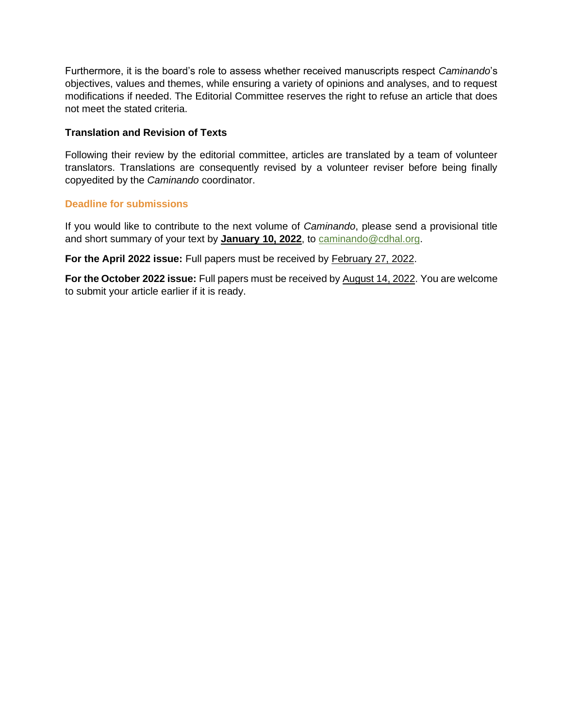Furthermore, it is the board's role to assess whether received manuscripts respect *Caminando*'s objectives, values and themes, while ensuring a variety of opinions and analyses, and to request modifications if needed. The Editorial Committee reserves the right to refuse an article that does not meet the stated criteria.

### Translation and Revision of Texts

Following their review by the editorial committee, articles are translated by a team of volunteer translators. Translations are consequently revised by a volunteer reviser before being finally copyedited by the *Caminando* coordinator.

### Deadline for submissions

If you would like to contribute to the next volume of *Caminando*, please send a provisional title and short summary of your text by **January 10, 2022**, to caminando@cdhal.org.

**For the April 2022 issue:** Full papers must be received by February 27, 2022.

**For the October 2022 issue:** Full papers must be received by August 14, 2022. You are welcome to submit your article earlier if it is ready.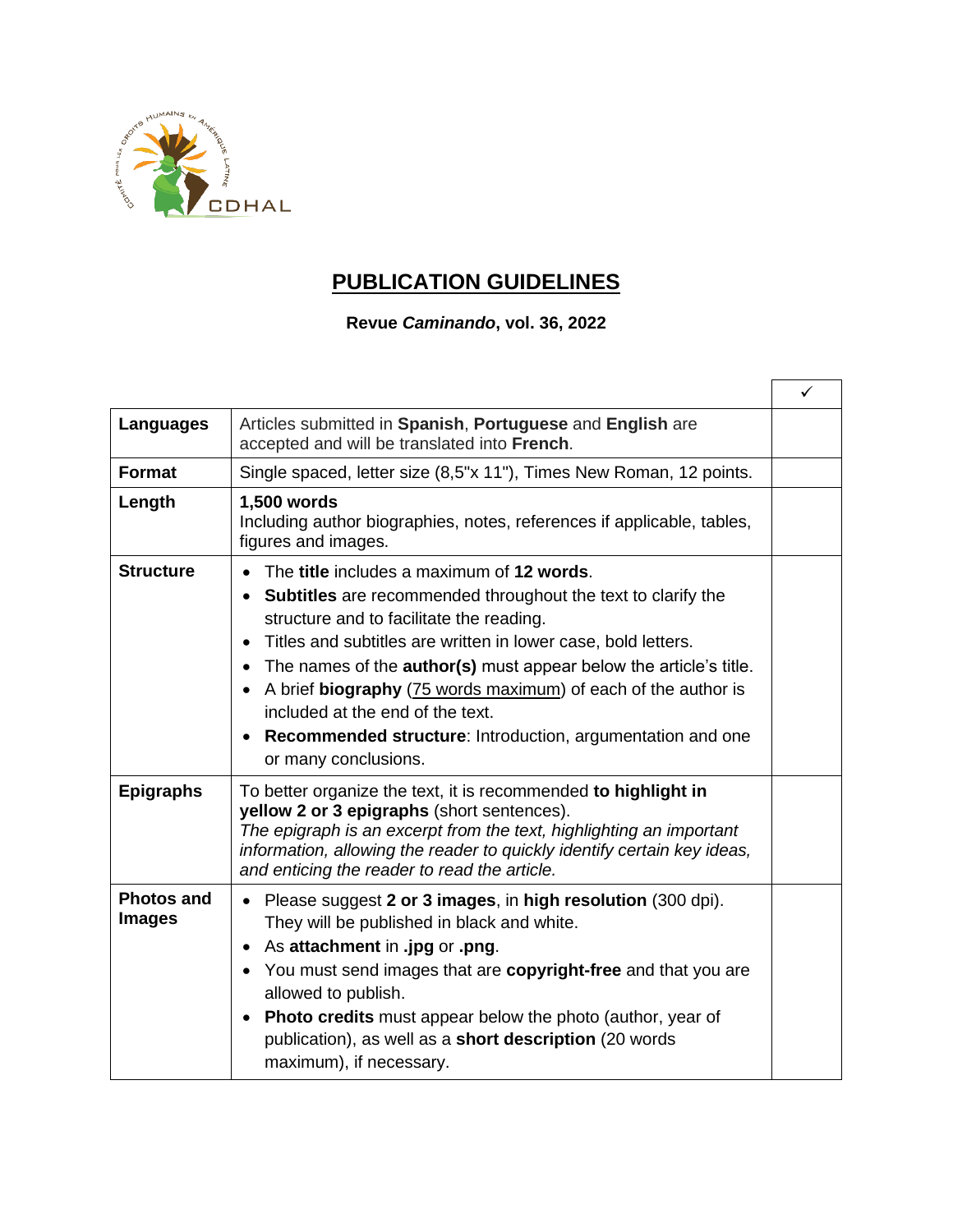# PUBLICATION GUIDELINES

**Revue *Caminando*, vol. 36, 2022**

| | | ✓ |
|---|---|---|
| **Languages** | Articles submitted in **Spanish**, **Portuguese** and **English** are accepted and will be translated into **French**. | |
| **Format** | Single spaced, letter size (8,5"x 11"), Times New Roman, 12 points. | |
| **Length** | **1,500 words**<br>Including author biographies, notes, references if applicable, tables, figures and images. | |
| **Structure** | • The **title** includes a maximum of **12 words**.<br>• **Subtitles** are recommended throughout the text to clarify the structure and to facilitate the reading.<br>• Titles and subtitles are written in lower case, bold letters.<br>• The names of the **author(s)** must appear below the article's title.<br>• A brief **biography** (<u>75 words maximum</u>) of each of the author is included at the end of the text.<br>• **Recommended structure**: Introduction, argumentation and one or many conclusions. | |
| **Epigraphs** | To better organize the text, it is recommended **to highlight in yellow 2 or 3 epigraphs** (short sentences).<br>*The epigraph is an excerpt from the text, highlighting an important information, allowing the reader to quickly identify certain key ideas, and enticing the reader to read the article.* | |
| **Photos and Images** | • Please suggest **2 or 3 images**, in **high resolution** (300 dpi). They will be published in black and white.<br>• As **attachment** in **.jpg** or **.png**.<br>• You must send images that are **copyright-free** and that you are allowed to publish.<br>• **Photo credits** must appear below the photo (author, year of publication), as well as a **short description** (20 words maximum), if necessary. | |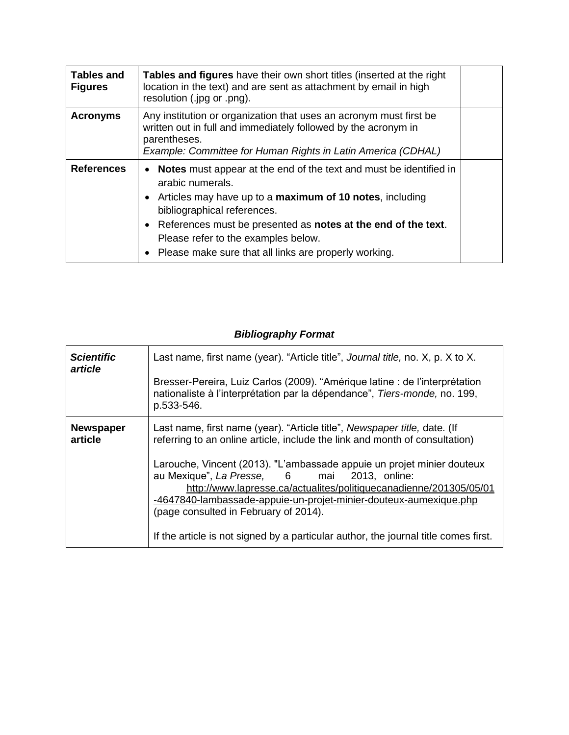| | | |
|---|---|---|
| **Tables and Figures** | **Tables and figures** have their own short titles (inserted at the right location in the text) and are sent as attachment by email in high resolution (.jpg or .png). | |
| **Acronyms** | Any institution or organization that uses an acronym must first be written out in full and immediately followed by the acronym in parentheses.<br>*Example: Committee for Human Rights in Latin America (CDHAL)* | |
| **References** | • **Notes** must appear at the end of the text and must be identified in arabic numerals.<br>• Articles may have up to a **maximum of 10 notes**, including bibliographical references.<br>• References must be presented as **notes at the end of the text**. Please refer to the examples below.<br>• Please make sure that all links are properly working. | |

***Bibliography Format***

| | |
|---|---|
| ***Scientific article*** | Last name, first name (year). "Article title", *Journal title,* no. X, p. X to X.<br><br>Bresser-Pereira, Luiz Carlos (2009). "Amérique latine : de l'interprétation nationaliste à l'interprétation par la dépendance", *Tiers-monde,* no. 199, p.533-546. |
| **Newspaper article** | Last name, first name (year). "Article title", *Newspaper title,* date. (If referring to an online article, include the link and month of consultation)<br><br>Larouche, Vincent (2013). "L'ambassade appuie un projet minier douteux au Mexique", *La Presse,* 6 mai 2013, online: http://www.lapresse.ca/actualites/politiquecanadienne/201305/05/01-4647840-lambassade-appuie-un-projet-minier-douteux-aumexique.php (page consulted in February of 2014).<br><br>If the article is not signed by a particular author, the journal title comes first. |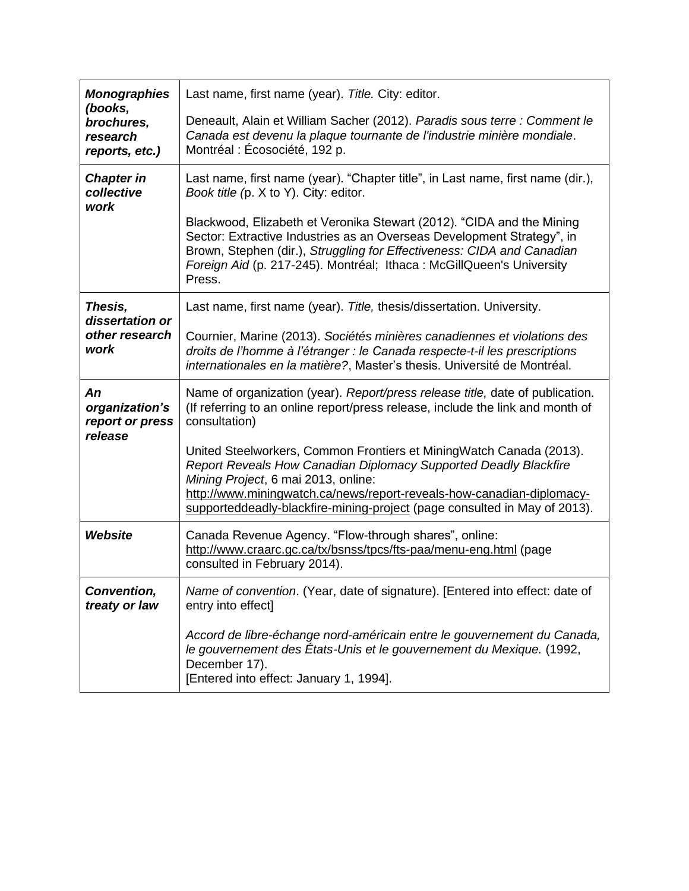| | |
|---|---|
| ***Monographies (books, brochures, research reports, etc.)*** | Last name, first name (year). *Title.* City: editor.<br><br>Deneault, Alain et William Sacher (2012). *Paradis sous terre : Comment le Canada est devenu la plaque tournante de l'industrie minière mondiale*. Montréal : Écosociété, 192 p. |
| ***Chapter in collective work*** | Last name, first name (year). “Chapter title”, in Last name, first name (dir.), *Book title (*p. X to Y). City: editor.<br><br>Blackwood, Elizabeth et Veronika Stewart (2012). “CIDA and the Mining Sector: Extractive Industries as an Overseas Development Strategy”, in Brown, Stephen (dir.), *Struggling for Effectiveness: CIDA and Canadian Foreign Aid* (p. 217-245). Montréal; Ithaca : McGillQueen's University Press. |
| ***Thesis, dissertation or other research work*** | Last name, first name (year). *Title,* thesis/dissertation. University.<br><br>Cournier, Marine (2013). *Sociétés minières canadiennes et violations des droits de l'homme à l'étranger : le Canada respecte-t-il les prescriptions internationales en la matière?*, Master's thesis. Université de Montréal. |
| ***An organization's report or press release*** | Name of organization (year). *Report/press release title,* date of publication. (If referring to an online report/press release, include the link and month of consultation)<br><br>United Steelworkers, Common Frontiers et MiningWatch Canada (2013). *Report Reveals How Canadian Diplomacy Supported Deadly Blackfire Mining Project*, 6 mai 2013, online: http://www.miningwatch.ca/news/report-reveals-how-canadian-diplomacy-supporteddeadly-blackfire-mining-project (page consulted in May of 2013). |
| ***Website*** | Canada Revenue Agency. “Flow-through shares”, online: http://www.craarc.gc.ca/tx/bsnss/tpcs/fts-paa/menu-eng.html (page consulted in February 2014). |
| ***Convention, treaty or law*** | *Name of convention*. (Year, date of signature). [Entered into effect: date of entry into effect]<br><br>*Accord de libre-échange nord-américain entre le gouvernement du Canada, le gouvernement des États-Unis et le gouvernement du Mexique.* (1992, December 17).<br>[Entered into effect: January 1, 1994]. |